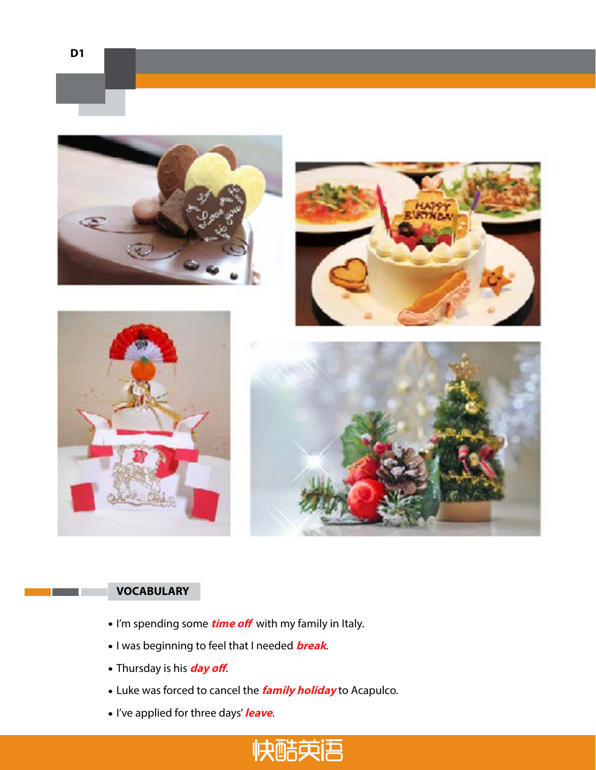D1

## VOCABULARY

- I'm spending some ***time off*** with my family in Italy.
- I was beginning to feel that I needed ***break***.
- Thursday is his ***day off***.
- Luke was forced to cancel the ***family holiday*** to Acapulco.
- I've applied for three days' ***leave***.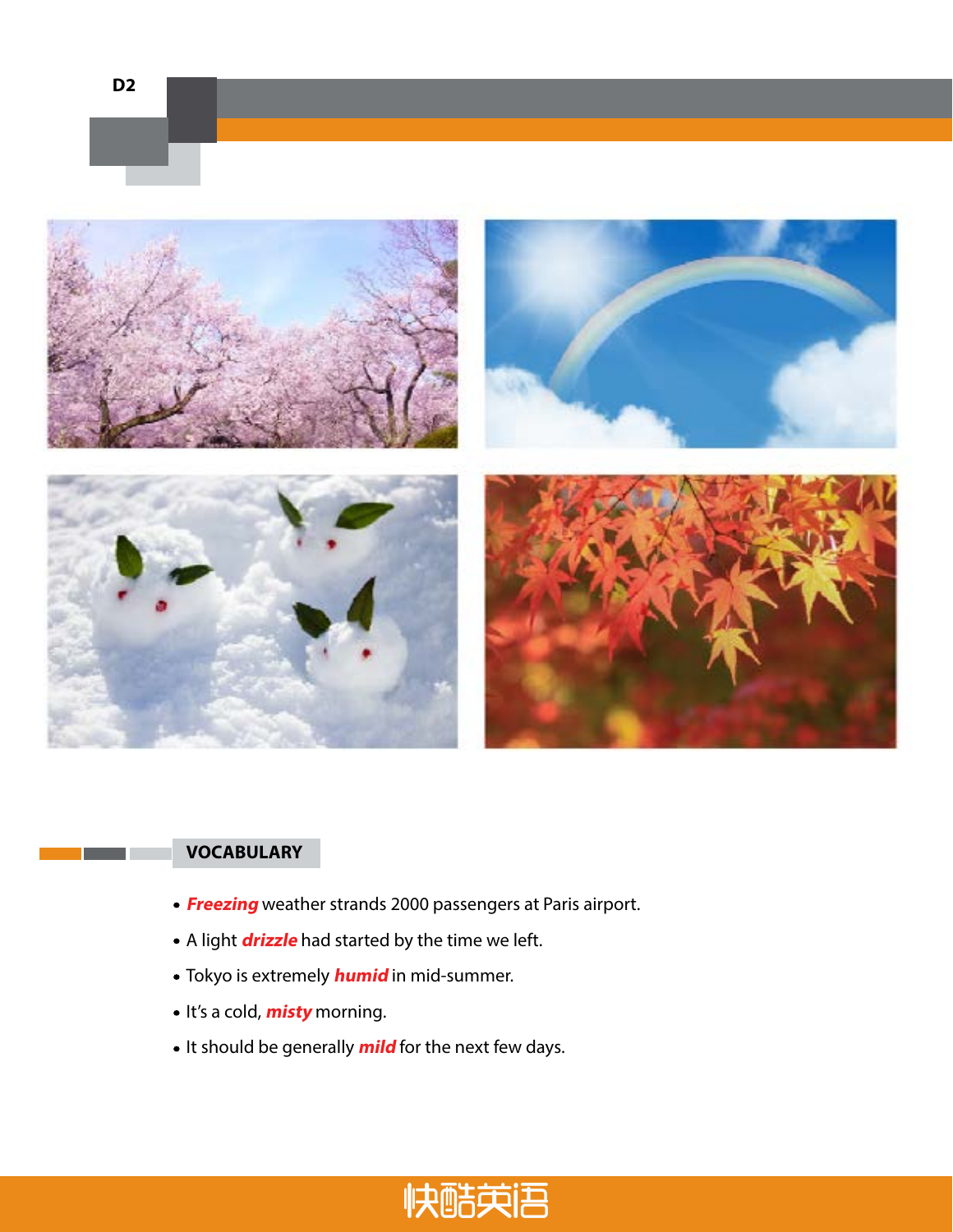## VOCABULARY

- ***Freezing*** weather strands 2000 passengers at Paris airport.
- A light ***drizzle*** had started by the time we left.
- Tokyo is extremely ***humid*** in mid-summer.
- It's a cold, ***misty*** morning.
- It should be generally ***mild*** for the next few days.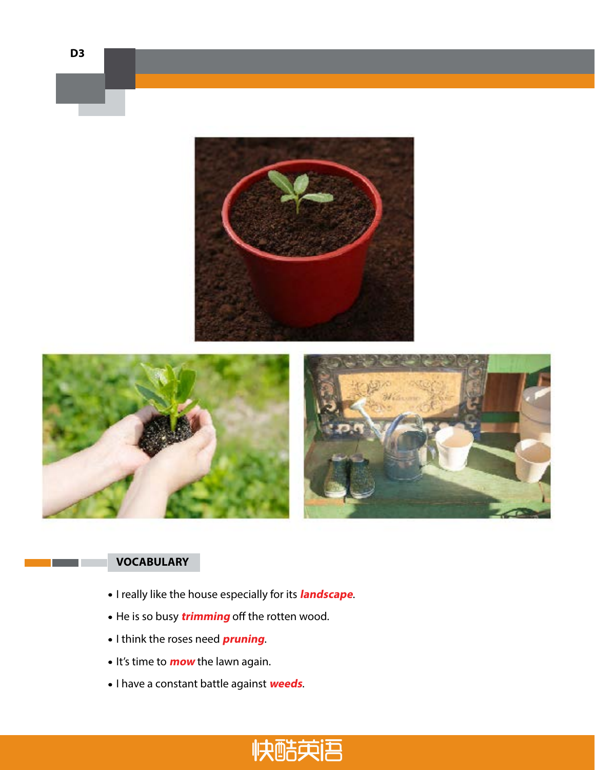D3

## VOCABULARY

- I really like the house especially for its ***landscape***.
- He is so busy ***trimming*** off the rotten wood.
- I think the roses need ***pruning***.
- It's time to ***mow*** the lawn again.
- I have a constant battle against ***weeds***.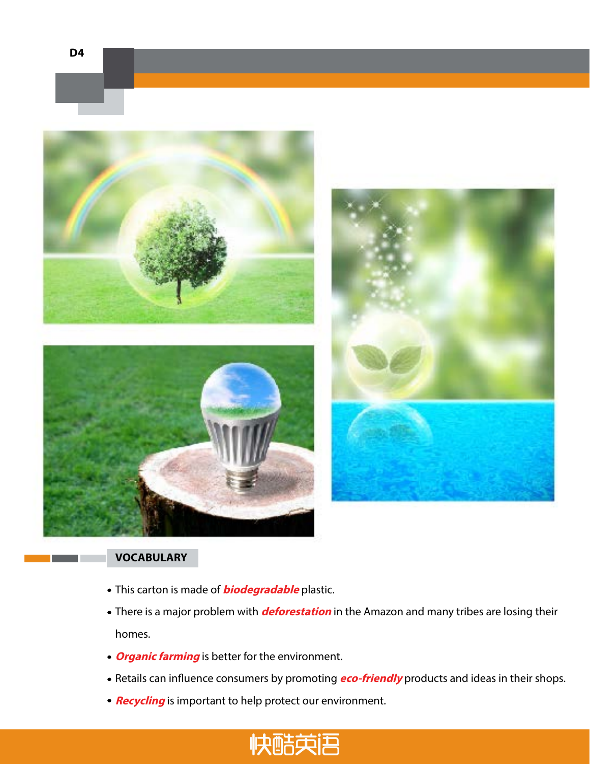D4

## VOCABULARY

- This carton is made of ***biodegradable*** plastic.
- There is a major problem with ***deforestation*** in the Amazon and many tribes are losing their homes.
- ***Organic farming*** is better for the environment.
- Retails can influence consumers by promoting ***eco-friendly*** products and ideas in their shops.
- ***Recycling*** is important to help protect our environment.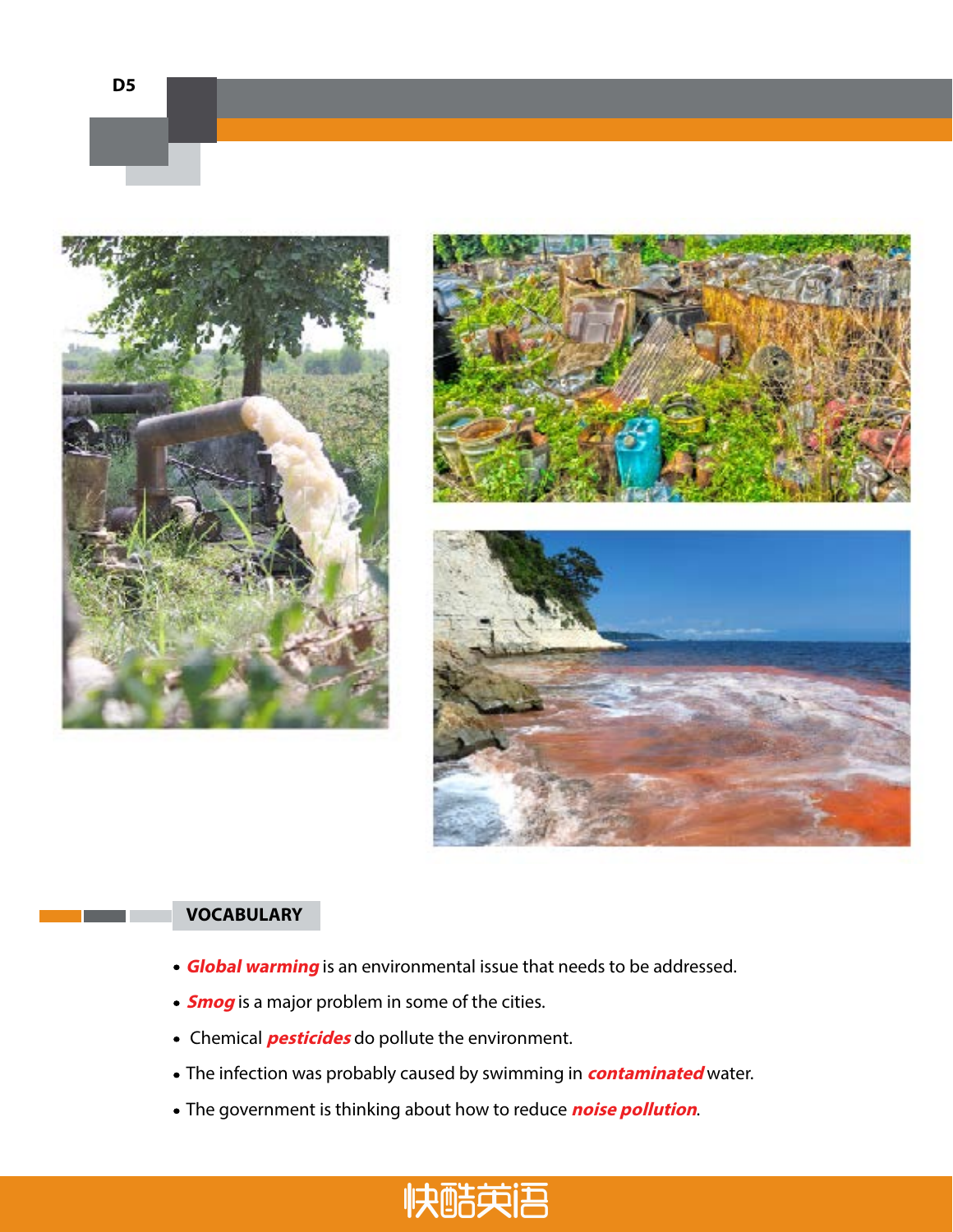## VOCABULARY

- ***Global warming*** is an environmental issue that needs to be addressed.
- ***Smog*** is a major problem in some of the cities.
- Chemical ***pesticides*** do pollute the environment.
- The infection was probably caused by swimming in ***contaminated*** water.
- The government is thinking about how to reduce ***noise pollution***.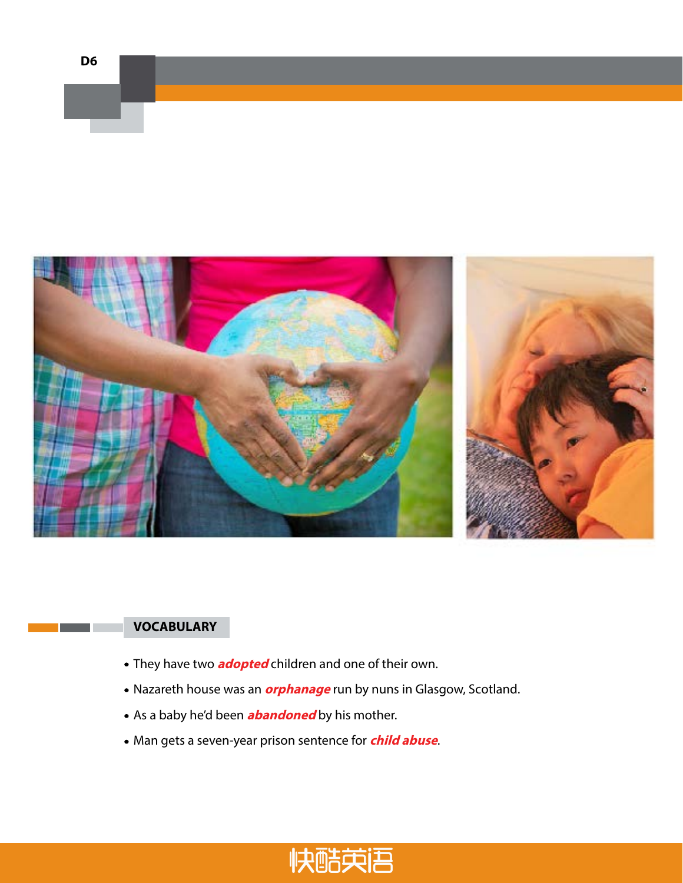## VOCABULARY

- They have two ***adopted*** children and one of their own.
- Nazareth house was an ***orphanage*** run by nuns in Glasgow, Scotland.
- As a baby he'd been ***abandoned*** by his mother.
- Man gets a seven-year prison sentence for ***child abuse***.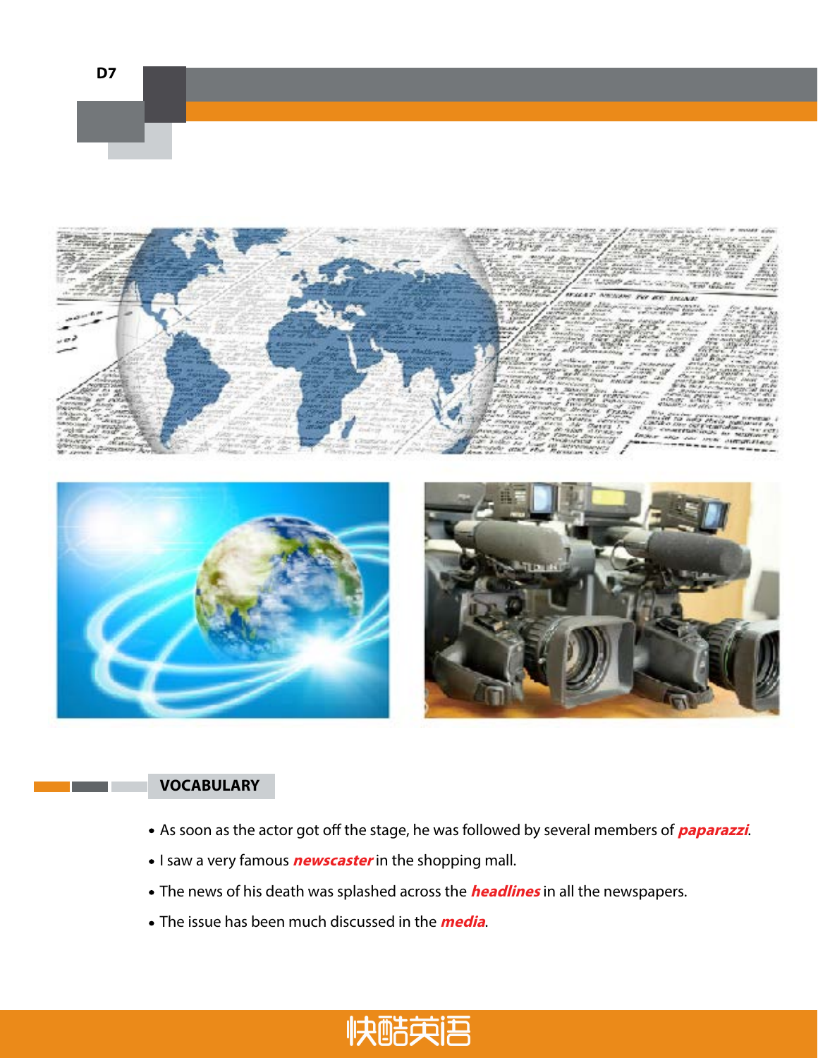## VOCABULARY

- As soon as the actor got off the stage, he was followed by several members of ***paparazzi***.
- I saw a very famous ***newscaster*** in the shopping mall.
- The news of his death was splashed across the ***headlines*** in all the newspapers.
- The issue has been much discussed in the ***media***.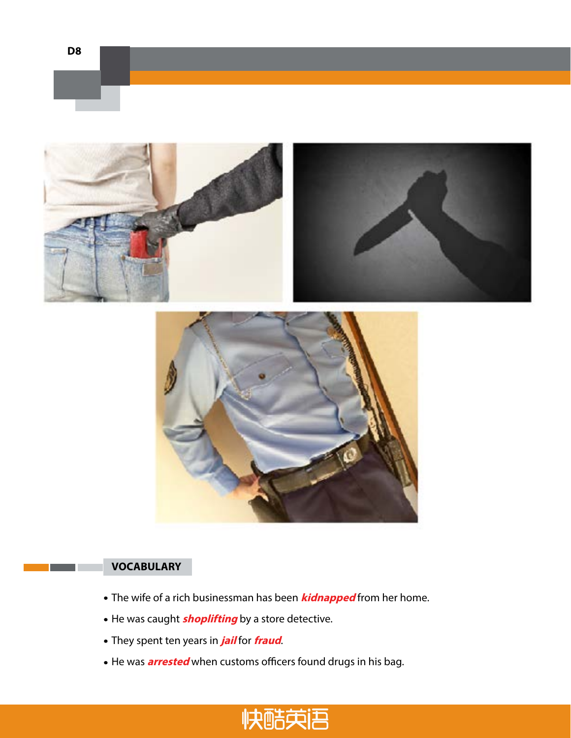## VOCABULARY

- The wife of a rich businessman has been ***kidnapped*** from her home.
- He was caught ***shoplifting*** by a store detective.
- They spent ten years in ***jail*** for ***fraud***.
- He was ***arrested*** when customs officers found drugs in his bag.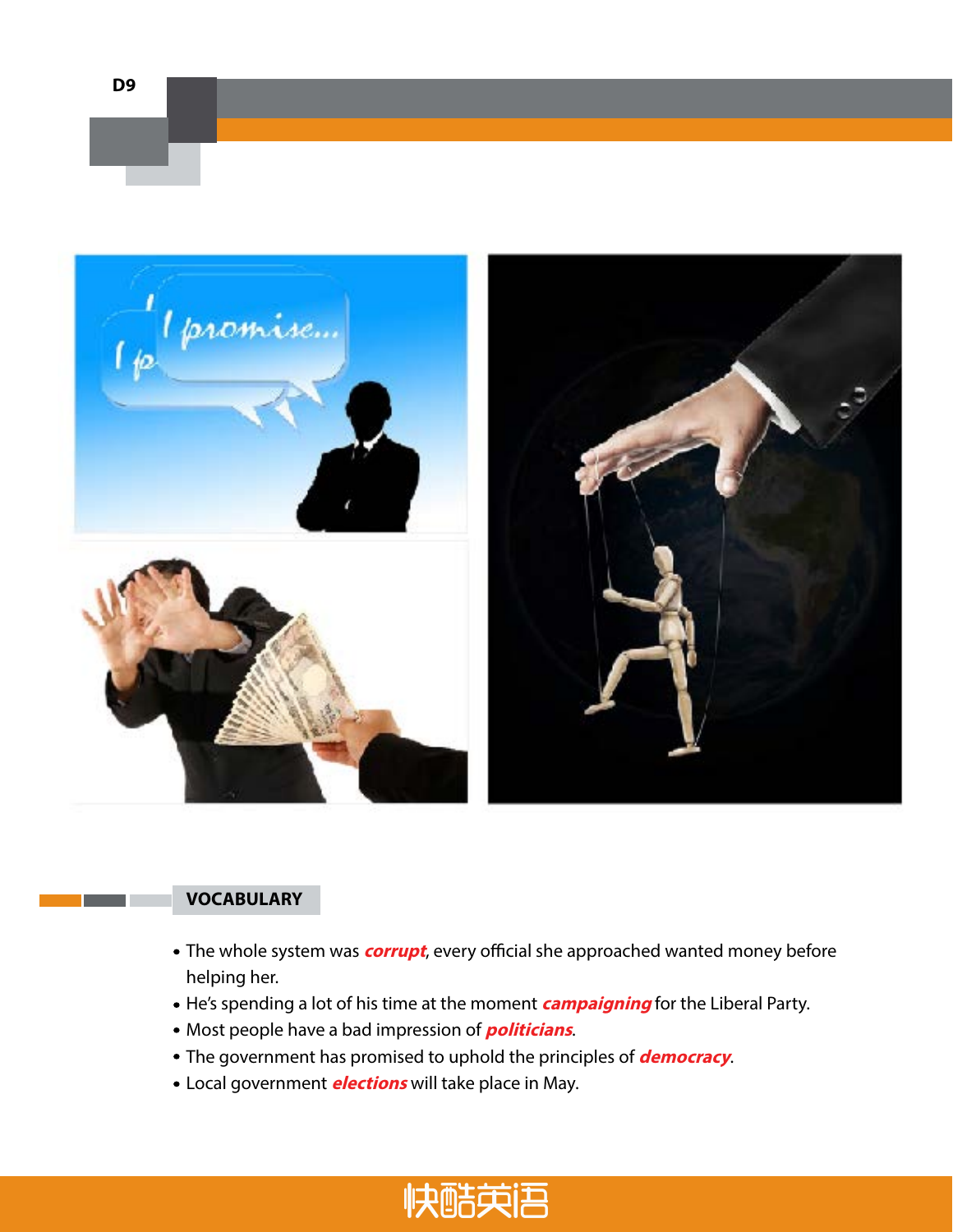D9

## VOCABULARY

- The whole system was ***corrupt***, every official she approached wanted money before helping her.
- He's spending a lot of his time at the moment ***campaigning*** for the Liberal Party.
- Most people have a bad impression of ***politicians***.
- The government has promised to uphold the principles of ***democracy***.
- Local government ***elections*** will take place in May.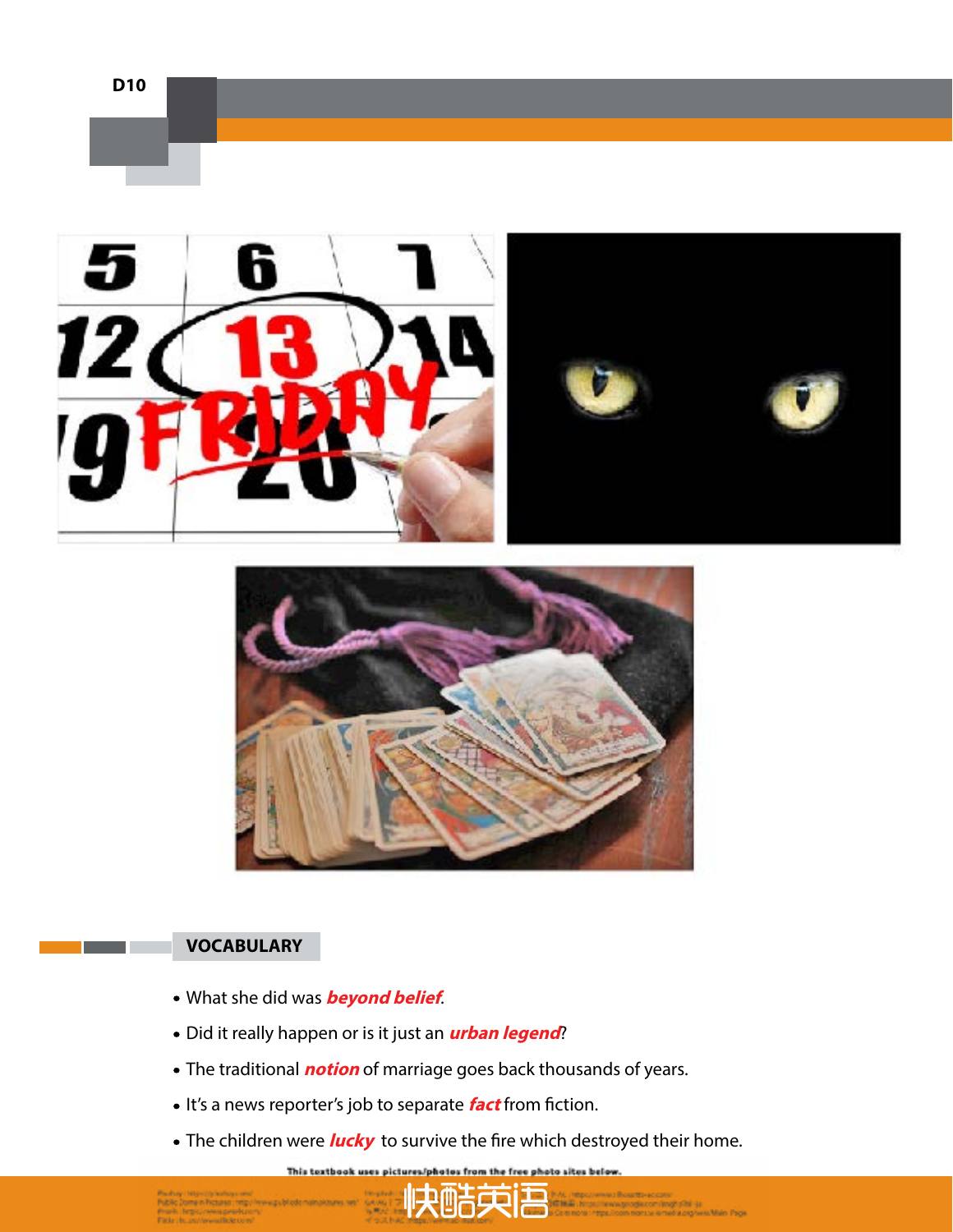## VOCABULARY

- What she did was ***beyond belief***.
- Did it really happen or is it just an ***urban legend***?
- The traditional ***notion*** of marriage goes back thousands of years.
- It's a news reporter's job to separate ***fact*** from fiction.
- The children were ***lucky*** to survive the fire which destroyed their home.

This textbook uses pictures/photos from the free photo sites below.